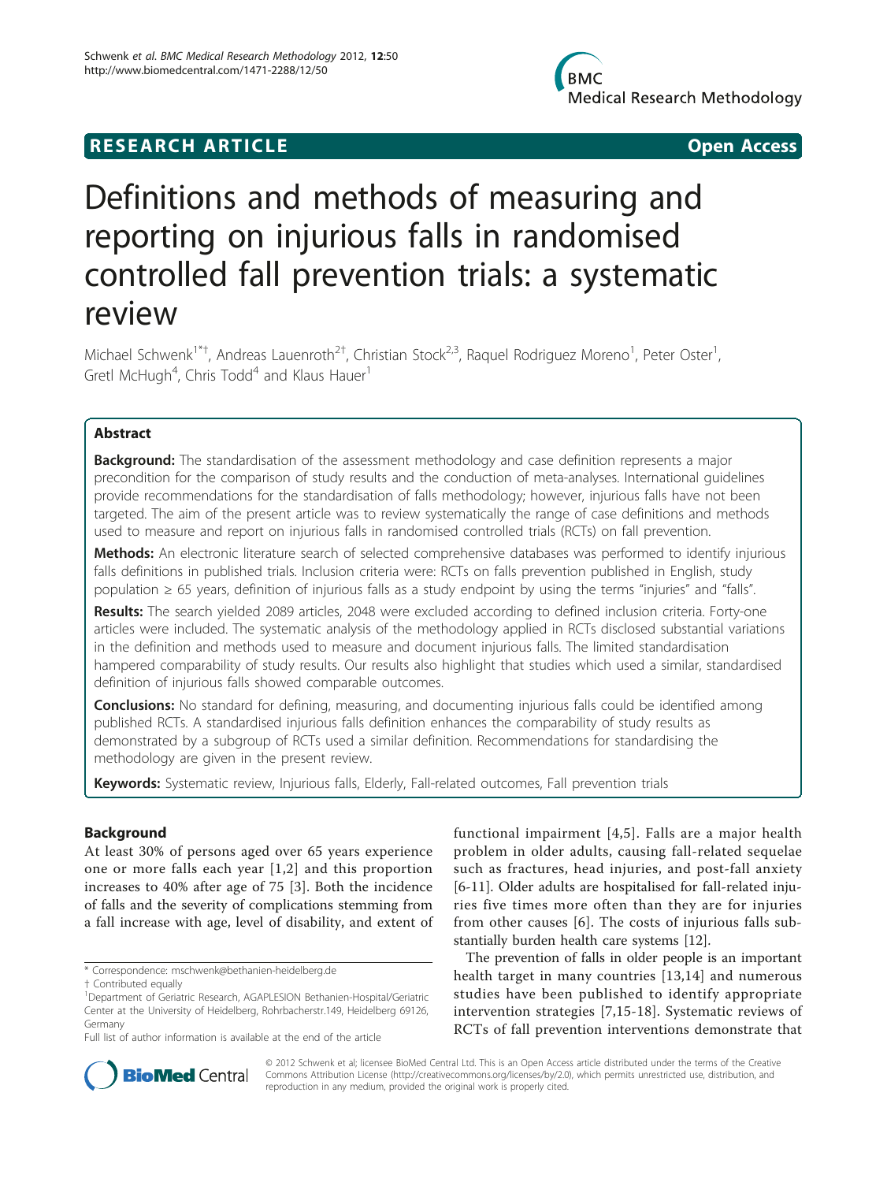**RESEARCH ARTICLE** **Open Access**

# Definitions and methods of measuring and reporting on injurious falls in randomised controlled fall prevention trials: a systematic review

Michael Schwenk[1*†], Andreas Lauenroth[2†], Christian Stock[2,3], Raquel Rodriguez Moreno[1], Peter Oster[1], Gretl McHugh[4], Chris Todd[4] and Klaus Hauer[1]

## Abstract

**Background:** The standardisation of the assessment methodology and case definition represents a major precondition for the comparison of study results and the conduction of meta-analyses. International guidelines provide recommendations for the standardisation of falls methodology; however, injurious falls have not been targeted. The aim of the present article was to review systematically the range of case definitions and methods used to measure and report on injurious falls in randomised controlled trials (RCTs) on fall prevention.

**Methods:** An electronic literature search of selected comprehensive databases was performed to identify injurious falls definitions in published trials. Inclusion criteria were: RCTs on falls prevention published in English, study population ≥ 65 years, definition of injurious falls as a study endpoint by using the terms "injuries" and "falls".

**Results:** The search yielded 2089 articles, 2048 were excluded according to defined inclusion criteria. Forty-one articles were included. The systematic analysis of the methodology applied in RCTs disclosed substantial variations in the definition and methods used to measure and document injurious falls. The limited standardisation hampered comparability of study results. Our results also highlight that studies which used a similar, standardised definition of injurious falls showed comparable outcomes.

**Conclusions:** No standard for defining, measuring, and documenting injurious falls could be identified among published RCTs. A standardised injurious falls definition enhances the comparability of study results as demonstrated by a subgroup of RCTs used a similar definition. Recommendations for standardising the methodology are given in the present review.

**Keywords:** Systematic review, Injurious falls, Elderly, Fall-related outcomes, Fall prevention trials

## Background

At least 30% of persons aged over 65 years experience one or more falls each year [1,2] and this proportion increases to 40% after age of 75 [3]. Both the incidence of falls and the severity of complications stemming from a fall increase with age, level of disability, and extent of functional impairment [4,5]. Falls are a major health problem in older adults, causing fall-related sequelae such as fractures, head injuries, and post-fall anxiety [6-11]. Older adults are hospitalised for fall-related injuries five times more often than they are for injuries from other causes [6]. The costs of injurious falls substantially burden health care systems [12].

The prevention of falls in older people is an important health target in many countries [13,14] and numerous studies have been published to identify appropriate intervention strategies [7,15-18]. Systematic reviews of RCTs of fall prevention interventions demonstrate that

\* Correspondence: mschwenk@bethanien-heidelberg.de

† Contributed equally

[1]Department of Geriatric Research, AGAPLESION Bethanien-Hospital/Geriatric Center at the University of Heidelberg, Rohrbacherstr.149, Heidelberg 69126, Germany

Full list of author information is available at the end of the article

© 2012 Schwenk et al; licensee BioMed Central Ltd. This is an Open Access article distributed under the terms of the Creative Commons Attribution License (http://creativecommons.org/licenses/by/2.0), which permits unrestricted use, distribution, and reproduction in any medium, provided the original work is properly cited.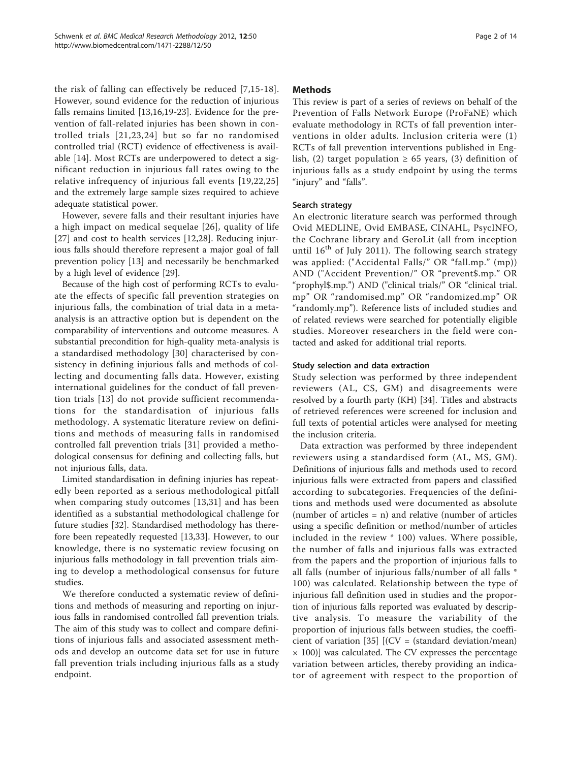the risk of falling can effectively be reduced [7,15-18]. However, sound evidence for the reduction of injurious falls remains limited [13,16,19-23]. Evidence for the prevention of fall-related injuries has been shown in controlled trials [21,23,24] but so far no randomised controlled trial (RCT) evidence of effectiveness is available [14]. Most RCTs are underpowered to detect a significant reduction in injurious fall rates owing to the relative infrequency of injurious fall events [19,22,25] and the extremely large sample sizes required to achieve adequate statistical power.

However, severe falls and their resultant injuries have a high impact on medical sequelae [26], quality of life [27] and cost to health services [12,28]. Reducing injurious falls should therefore represent a major goal of fall prevention policy [13] and necessarily be benchmarked by a high level of evidence [29].

Because of the high cost of performing RCTs to evaluate the effects of specific fall prevention strategies on injurious falls, the combination of trial data in a meta-analysis is an attractive option but is dependent on the comparability of interventions and outcome measures. A substantial precondition for high-quality meta-analysis is a standardised methodology [30] characterised by consistency in defining injurious falls and methods of collecting and documenting falls data. However, existing international guidelines for the conduct of fall prevention trials [13] do not provide sufficient recommendations for the standardisation of injurious falls methodology. A systematic literature review on definitions and methods of measuring falls in randomised controlled fall prevention trials [31] provided a methodological consensus for defining and collecting falls, but not injurious falls, data.

Limited standardisation in defining injuries has repeatedly been reported as a serious methodological pitfall when comparing study outcomes [13,31] and has been identified as a substantial methodological challenge for future studies [32]. Standardised methodology has therefore been repeatedly requested [13,33]. However, to our knowledge, there is no systematic review focusing on injurious falls methodology in fall prevention trials aiming to develop a methodological consensus for future studies.

We therefore conducted a systematic review of definitions and methods of measuring and reporting on injurious falls in randomised controlled fall prevention trials. The aim of this study was to collect and compare definitions of injurious falls and associated assessment methods and develop an outcome data set for use in future fall prevention trials including injurious falls as a study endpoint.

## Methods

This review is part of a series of reviews on behalf of the Prevention of Falls Network Europe (ProFaNE) which evaluate methodology in RCTs of fall prevention interventions in older adults. Inclusion criteria were (1) RCTs of fall prevention interventions published in English, (2) target population ≥ 65 years, (3) definition of injurious falls as a study endpoint by using the terms "injury" and "falls".

### Search strategy

An electronic literature search was performed through Ovid MEDLINE, Ovid EMBASE, CINAHL, PsycINFO, the Cochrane library and GeroLit (all from inception until 16th of July 2011). The following search strategy was applied: ("Accidental Falls/" OR "fall.mp." (mp)) AND ("Accident Prevention/" OR "prevent$.mp." OR "prophyl$.mp.") AND ("clinical trials/" OR "clinical trial.mp" OR "randomised.mp" OR "randomized.mp" OR "randomly.mp"). Reference lists of included studies and of related reviews were searched for potentially eligible studies. Moreover researchers in the field were contacted and asked for additional trial reports.

### Study selection and data extraction

Study selection was performed by three independent reviewers (AL, CS, GM) and disagreements were resolved by a fourth party (KH) [34]. Titles and abstracts of retrieved references were screened for inclusion and full texts of potential articles were analysed for meeting the inclusion criteria.

Data extraction was performed by three independent reviewers using a standardised form (AL, MS, GM). Definitions of injurious falls and methods used to record injurious falls were extracted from papers and classified according to subcategories. Frequencies of the definitions and methods used were documented as absolute (number of articles = n) and relative (number of articles using a specific definition or method/number of articles included in the review * 100) values. Where possible, the number of falls and injurious falls was extracted from the papers and the proportion of injurious falls to all falls (number of injurious falls/number of all falls * 100) was calculated. Relationship between the type of injurious fall definition used in studies and the proportion of injurious falls reported was evaluated by descriptive analysis. To measure the variability of the proportion of injurious falls between studies, the coefficient of variation [35] [(CV = (standard deviation/mean) × 100)] was calculated. The CV expresses the percentage variation between articles, thereby providing an indicator of agreement with respect to the proportion of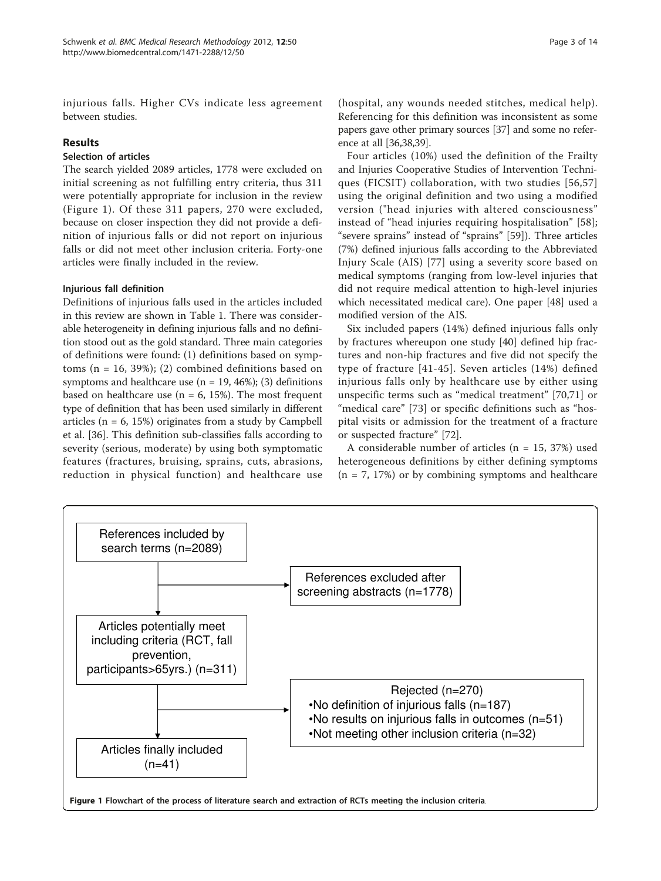injurious falls. Higher CVs indicate less agreement between studies.

## Results

### Selection of articles

The search yielded 2089 articles, 1778 were excluded on initial screening as not fulfilling entry criteria, thus 311 were potentially appropriate for inclusion in the review (Figure 1). Of these 311 papers, 270 were excluded, because on closer inspection they did not provide a definition of injurious falls or did not report on injurious falls or did not meet other inclusion criteria. Forty-one articles were finally included in the review.

#### Injurious fall definition

Definitions of injurious falls used in the articles included in this review are shown in Table 1. There was considerable heterogeneity in defining injurious falls and no definition stood out as the gold standard. Three main categories of definitions were found: (1) definitions based on symptoms (n = 16, 39%); (2) combined definitions based on symptoms and healthcare use (n = 19, 46%); (3) definitions based on healthcare use (n = 6, 15%). The most frequent type of definition that has been used similarly in different articles (n = 6, 15%) originates from a study by Campbell et al. [36]. This definition sub-classifies falls according to severity (serious, moderate) by using both symptomatic features (fractures, bruising, sprains, cuts, abrasions, reduction in physical function) and healthcare use (hospital, any wounds needed stitches, medical help). Referencing for this definition was inconsistent as some papers gave other primary sources [37] and some no reference at all [36,38,39].

Four articles (10%) used the definition of the Frailty and Injuries Cooperative Studies of Intervention Techniques (FICSIT) collaboration, with two studies [56,57] using the original definition and two using a modified version ("head injuries with altered consciousness" instead of "head injuries requiring hospitalisation" [58]; "severe sprains" instead of "sprains" [59]). Three articles (7%) defined injurious falls according to the Abbreviated Injury Scale (AIS) [77] using a severity score based on medical symptoms (ranging from low-level injuries that did not require medical attention to high-level injuries which necessitated medical care). One paper [48] used a modified version of the AIS.

Six included papers (14%) defined injurious falls only by fractures whereupon one study [40] defined hip fractures and non-hip fractures and five did not specify the type of fracture [41-45]. Seven articles (14%) defined injurious falls only by healthcare use by either using unspecific terms such as "medical treatment" [70,71] or "medical care" [73] or specific definitions such as "hospital visits or admission for the treatment of a fracture or suspected fracture" [72].

A considerable number of articles (n = 15, 37%) used heterogeneous definitions by either defining symptoms (n = 7, 17%) or by combining symptoms and healthcare

References included by search terms (n=2089)

References excluded after screening abstracts (n=1778)

Articles potentially meet including criteria (RCT, fall prevention, participants>65yrs.) (n=311)

Rejected (n=270)
- No definition of injurious falls (n=187)
- No results on injurious falls in outcomes (n=51)
- Not meeting other inclusion criteria (n=32)

Articles finally included (n=41)

**Figure 1** Flowchart of the process of literature search and extraction of RCTs meeting the inclusion criteria.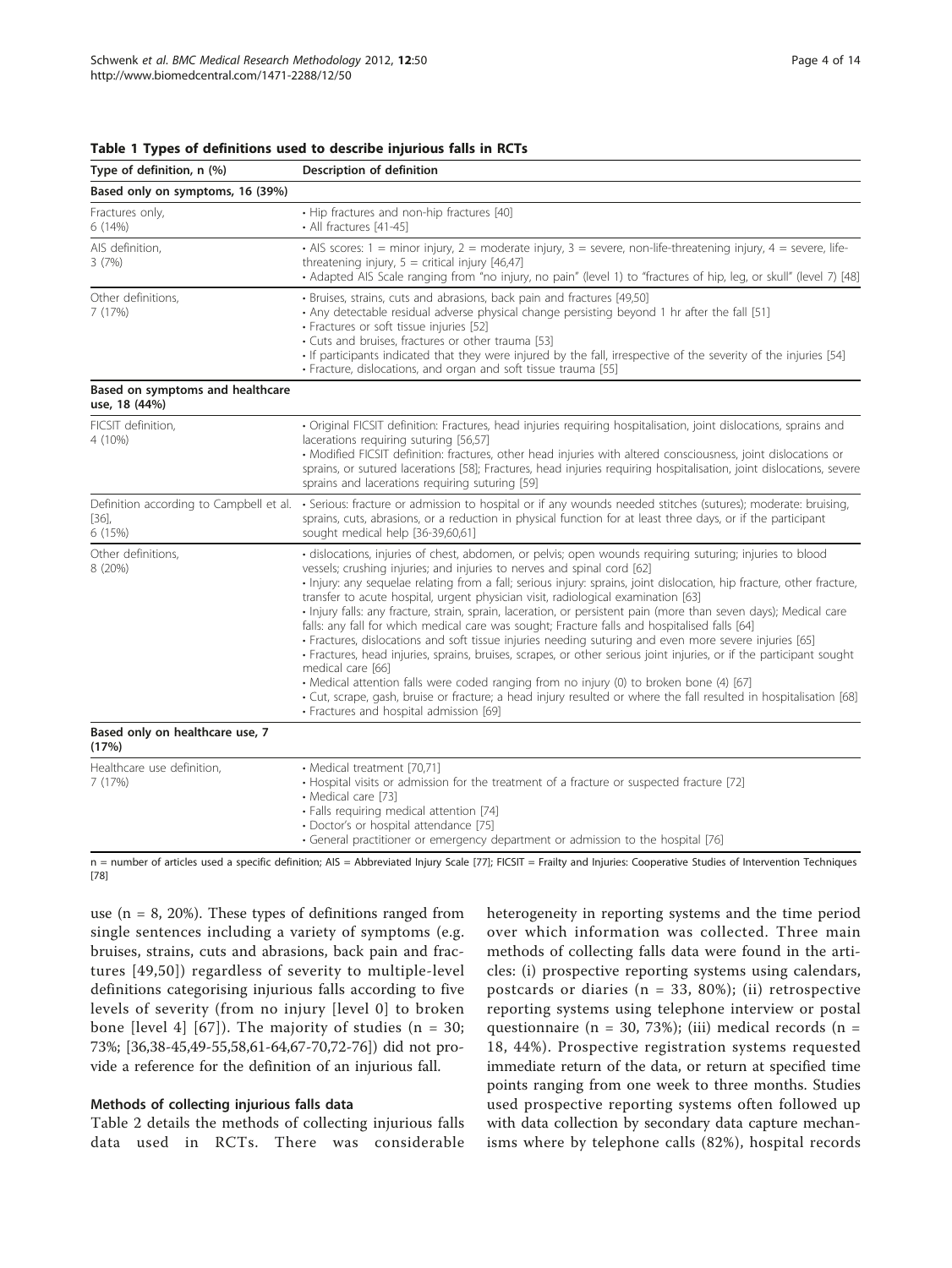**Table 1 Types of definitions used to describe injurious falls in RCTs**

| Type of definition, n (%) | Description of definition |
|---|---|
| **Based only on symptoms, 16 (39%)** | |
| Fractures only, 6 (14%) | • Hip fractures and non-hip fractures [40]<br>• All fractures [41-45] |
| AIS definition, 3 (7%) | • AIS scores: 1 = minor injury, 2 = moderate injury, 3 = severe, non-life-threatening injury, 4 = severe, life-threatening injury, 5 = critical injury [46,47]<br>• Adapted AIS Scale ranging from "no injury, no pain" (level 1) to "fractures of hip, leg, or skull" (level 7) [48] |
| Other definitions, 7 (17%) | • Bruises, strains, cuts and abrasions, back pain and fractures [49,50]<br>• Any detectable residual adverse physical change persisting beyond 1 hr after the fall [51]<br>• Fractures or soft tissue injuries [52]<br>• Cuts and bruises, fractures or other trauma [53]<br>• If participants indicated that they were injured by the fall, irrespective of the severity of the injuries [54]<br>• Fracture, dislocations, and organ and soft tissue trauma [55] |
| **Based on symptoms and healthcare use, 18 (44%)** | |
| FICSIT definition, 4 (10%) | • Original FICSIT definition: Fractures, head injuries requiring hospitalisation, joint dislocations, sprains and lacerations requiring suturing [56,57]<br>• Modified FICSIT definition: fractures, other head injuries with altered consciousness, joint dislocations or sprains, or sutured lacerations [58]; Fractures, head injuries requiring hospitalisation, joint dislocations, severe sprains and lacerations requiring suturing [59] |
| Definition according to Campbell et al. [36], 6 (15%) | • Serious: fracture or admission to hospital or if any wounds needed stitches (sutures); moderate: bruising, sprains, cuts, abrasions, or a reduction in physical function for at least three days, or if the participant sought medical help [36-39,60,61] |
| Other definitions, 8 (20%) | • dislocations, injuries of chest, abdomen, or pelvis; open wounds requiring suturing; injuries to blood vessels; crushing injuries; and injuries to nerves and spinal cord [62]<br>• Injury: any sequelae relating from a fall; serious injury: sprains, joint dislocation, hip fracture, other fracture, transfer to acute hospital, urgent physician visit, radiological examination [63]<br>• Injury falls: any fracture, strain, sprain, laceration, or persistent pain (more than seven days); Medical care falls: any fall for which medical care was sought; Fracture falls and hospitalised falls [64]<br>• Fractures, dislocations and soft tissue injuries needing suturing and even more severe injuries [65]<br>• Fractures, head injuries, sprains, bruises, scrapes, or other serious joint injuries, or if the participant sought medical care [66]<br>• Medical attention falls were coded ranging from no injury (0) to broken bone (4) [67]<br>• Cut, scrape, gash, bruise or fracture; a head injury resulted or where the fall resulted in hospitalisation [68]<br>• Fractures and hospital admission [69] |
| **Based only on healthcare use, 7 (17%)** | |
| Healthcare use definition, 7 (17%) | • Medical treatment [70,71]<br>• Hospital visits or admission for the treatment of a fracture or suspected fracture [72]<br>• Medical care [73]<br>• Falls requiring medical attention [74]<br>• Doctor's or hospital attendance [75]<br>• General practitioner or emergency department or admission to the hospital [76] |

n = number of articles used a specific definition; AIS = Abbreviated Injury Scale [77]; FICSIT = Frailty and Injuries: Cooperative Studies of Intervention Techniques [78]

use (n = 8, 20%). These types of definitions ranged from single sentences including a variety of symptoms (e.g. bruises, strains, cuts and abrasions, back pain and fractures [49,50]) regardless of severity to multiple-level definitions categorising injurious falls according to five levels of severity (from no injury [level 0] to broken bone [level 4] [67]). The majority of studies (n = 30; 73%; [36,38-45,49-55,58,61-64,67-70,72-76]) did not provide a reference for the definition of an injurious fall.

### Methods of collecting injurious falls data

Table 2 details the methods of collecting injurious falls data used in RCTs. There was considerable heterogeneity in reporting systems and the time period over which information was collected. Three main methods of collecting falls data were found in the articles: (i) prospective reporting systems using calendars, postcards or diaries (n = 33, 80%); (ii) retrospective reporting systems using telephone interview or postal questionnaire (n = 30, 73%); (iii) medical records (n = 18, 44%). Prospective registration systems requested immediate return of the data, or return at specified time points ranging from one week to three months. Studies used prospective reporting systems often followed up with data collection by secondary data capture mechanisms where by telephone calls (82%), hospital records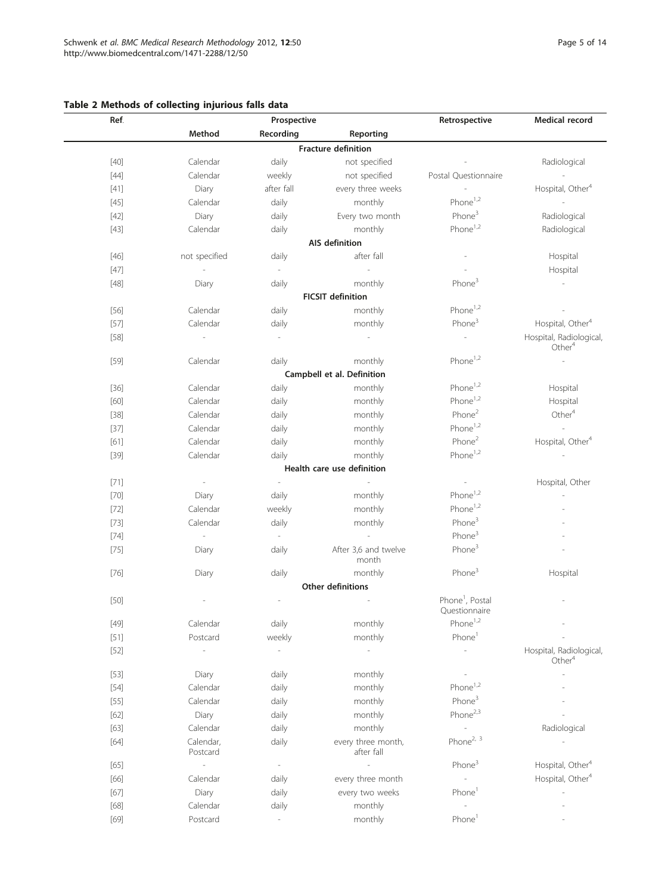**Table 2 Methods of collecting injurious falls data**

| Ref. | Prospective | | | Retrospective | Medical record |
|---|---|---|---|---|---|
| | Method | Recording | Reporting | | |
| | | | **Fracture definition** | | |
| [40] | Calendar | daily | not specified | - | Radiological |
| [44] | Calendar | weekly | not specified | Postal Questionnaire | - |
| [41] | Diary | after fall | every three weeks | - | Hospital, Other[4] |
| [45] | Calendar | daily | monthly | Phone[1,2] | - |
| [42] | Diary | daily | Every two month | Phone[3] | Radiological |
| [43] | Calendar | daily | monthly | Phone[1,2] | Radiological |
| | | | **AIS definition** | | |
| [46] | not specified | daily | after fall | - | Hospital |
| [47] | - | - | - | - | Hospital |
| [48] | Diary | daily | monthly | Phone[3] | - |
| | | | **FICSIT definition** | | |
| [56] | Calendar | daily | monthly | Phone[1,2] | - |
| [57] | Calendar | daily | monthly | Phone[3] | Hospital, Other[4] |
| [58] | - | - | - | - | Hospital, Radiological, Other[4] |
| [59] | Calendar | daily | monthly | Phone[1,2] | - |
| | | | **Campbell et al. Definition** | | |
| [36] | Calendar | daily | monthly | Phone[1,2] | Hospital |
| [60] | Calendar | daily | monthly | Phone[1,2] | Hospital |
| [38] | Calendar | daily | monthly | Phone[2] | Other[4] |
| [37] | Calendar | daily | monthly | Phone[1,2] | - |
| [61] | Calendar | daily | monthly | Phone[2] | Hospital, Other[4] |
| [39] | Calendar | daily | monthly | Phone[1,2] | - |
| | | | **Health care use definition** | | |
| [71] | - | - | - | - | Hospital, Other |
| [70] | Diary | daily | monthly | Phone[1,2] | - |
| [72] | Calendar | weekly | monthly | Phone[1,2] | - |
| [73] | Calendar | daily | monthly | Phone[3] | - |
| [74] | - | - | - | Phone[3] | - |
| [75] | Diary | daily | After 3,6 and twelve month | Phone[3] | - |
| [76] | Diary | daily | monthly | Phone[3] | Hospital |
| | | | **Other definitions** | | |
| [50] | - | - | - | Phone[1], Postal Questionnaire | - |
| [49] | Calendar | daily | monthly | Phone[1,2] | - |
| [51] | Postcard | weekly | monthly | Phone[1] | - |
| [52] | - | - | - | - | Hospital, Radiological, Other[4] |
| [53] | Diary | daily | monthly | - | - |
| [54] | Calendar | daily | monthly | Phone[1,2] | - |
| [55] | Calendar | daily | monthly | Phone[3] | - |
| [62] | Diary | daily | monthly | Phone[2,3] | - |
| [63] | Calendar | daily | monthly | - | Radiological |
| [64] | Calendar, Postcard | daily | every three month, after fall | Phone[2, 3] | - |
| [65] | - | - | - | Phone[3] | Hospital, Other[4] |
| [66] | Calendar | daily | every three month | - | Hospital, Other[4] |
| [67] | Diary | daily | every two weeks | Phone[1] | - |
| [68] | Calendar | daily | monthly | - | - |
| [69] | Postcard | - | monthly | Phone[1] | - |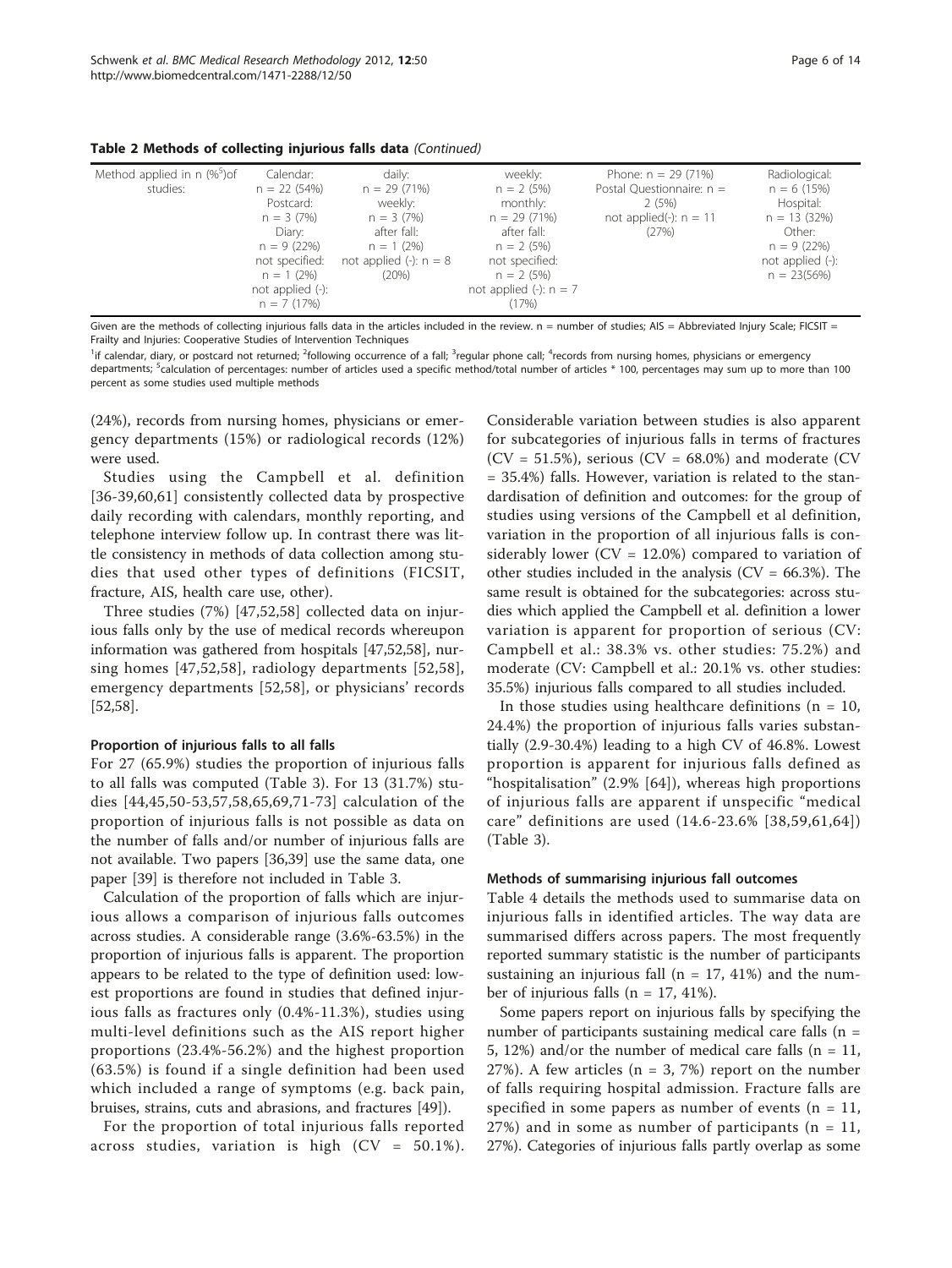**Table 2 Methods of collecting injurious falls data** *(Continued)*

| Method applied in n (%[5])of studies: | Calendar: n = 22 (54%) Postcard: n = 3 (7%) Diary: n = 9 (22%) not specified: n = 1 (2%) not applied (-): n = 7 (17%) | daily: n = 29 (71%) weekly: n = 3 (7%) after fall: n = 1 (2%) not applied (-): n = 8 (20%) | weekly: n = 2 (5%) monthly: n = 29 (71%) after fall: n = 2 (5%) not specified: n = 2 (5%) not applied (-): n = 7 (17%) | Phone: n = 29 (71%) Postal Questionnaire: n = 2 (5%) not applied(-): n = 11 (27%) | Radiological: n = 6 (15%) Hospital: n = 13 (32%) Other: n = 9 (22%) not applied (-): n = 23(56%) |
|---|---|---|---|---|---|

Given are the methods of collecting injurious falls data in the articles included in the review. n = number of studies; AIS = Abbreviated Injury Scale; FICSIT = Frailty and Injuries: Cooperative Studies of Intervention Techniques

[1]if calendar, diary, or postcard not returned; [2]following occurrence of a fall; [3]regular phone call; [4]records from nursing homes, physicians or emergency departments; [5]calculation of percentages: number of articles used a specific method/total number of articles * 100, percentages may sum up to more than 100 percent as some studies used multiple methods

(24%), records from nursing homes, physicians or emergency departments (15%) or radiological records (12%) were used.

Studies using the Campbell et al. definition [36-39,60,61] consistently collected data by prospective daily recording with calendars, monthly reporting, and telephone interview follow up. In contrast there was little consistency in methods of data collection among studies that used other types of definitions (FICSIT, fracture, AIS, health care use, other).

Three studies (7%) [47,52,58] collected data on injurious falls only by the use of medical records whereupon information was gathered from hospitals [47,52,58], nursing homes [47,52,58], radiology departments [52,58], emergency departments [52,58], or physicians' records [52,58].

#### Proportion of injurious falls to all falls

For 27 (65.9%) studies the proportion of injurious falls to all falls was computed (Table 3). For 13 (31.7%) studies [44,45,50-53,57,58,65,69,71-73] calculation of the proportion of injurious falls is not possible as data on the number of falls and/or number of injurious falls are not available. Two papers [36,39] use the same data, one paper [39] is therefore not included in Table 3.

Calculation of the proportion of falls which are injurious allows a comparison of injurious falls outcomes across studies. A considerable range (3.6%-63.5%) in the proportion of injurious falls is apparent. The proportion appears to be related to the type of definition used: lowest proportions are found in studies that defined injurious falls as fractures only (0.4%-11.3%), studies using multi-level definitions such as the AIS report higher proportions (23.4%-56.2%) and the highest proportion (63.5%) is found if a single definition had been used which included a range of symptoms (e.g. back pain, bruises, strains, cuts and abrasions, and fractures [49]).

For the proportion of total injurious falls reported across studies, variation is high (CV = 50.1%). Considerable variation between studies is also apparent for subcategories of injurious falls in terms of fractures (CV = 51.5%), serious (CV = 68.0%) and moderate (CV = 35.4%) falls. However, variation is related to the standardisation of definition and outcomes: for the group of studies using versions of the Campbell et al definition, variation in the proportion of all injurious falls is considerably lower (CV = 12.0%) compared to variation of other studies included in the analysis (CV = 66.3%). The same result is obtained for the subcategories: across studies which applied the Campbell et al. definition a lower variation is apparent for proportion of serious (CV: Campbell et al.: 38.3% vs. other studies: 75.2%) and moderate (CV: Campbell et al.: 20.1% vs. other studies: 35.5%) injurious falls compared to all studies included.

In those studies using healthcare definitions (n = 10, 24.4%) the proportion of injurious falls varies substantially (2.9-30.4%) leading to a high CV of 46.8%. Lowest proportion is apparent for injurious falls defined as "hospitalisation" (2.9% [64]), whereas high proportions of injurious falls are apparent if unspecific "medical care" definitions are used (14.6-23.6% [38,59,61,64]) (Table 3).

#### Methods of summarising injurious fall outcomes

Table 4 details the methods used to summarise data on injurious falls in identified articles. The way data are summarised differs across papers. The most frequently reported summary statistic is the number of participants sustaining an injurious fall (n = 17, 41%) and the number of injurious falls (n = 17, 41%).

Some papers report on injurious falls by specifying the number of participants sustaining medical care falls (n = 5, 12%) and/or the number of medical care falls (n = 11, 27%). A few articles (n = 3, 7%) report on the number of falls requiring hospital admission. Fracture falls are specified in some papers as number of events (n = 11, 27%) and in some as number of participants (n = 11, 27%). Categories of injurious falls partly overlap as some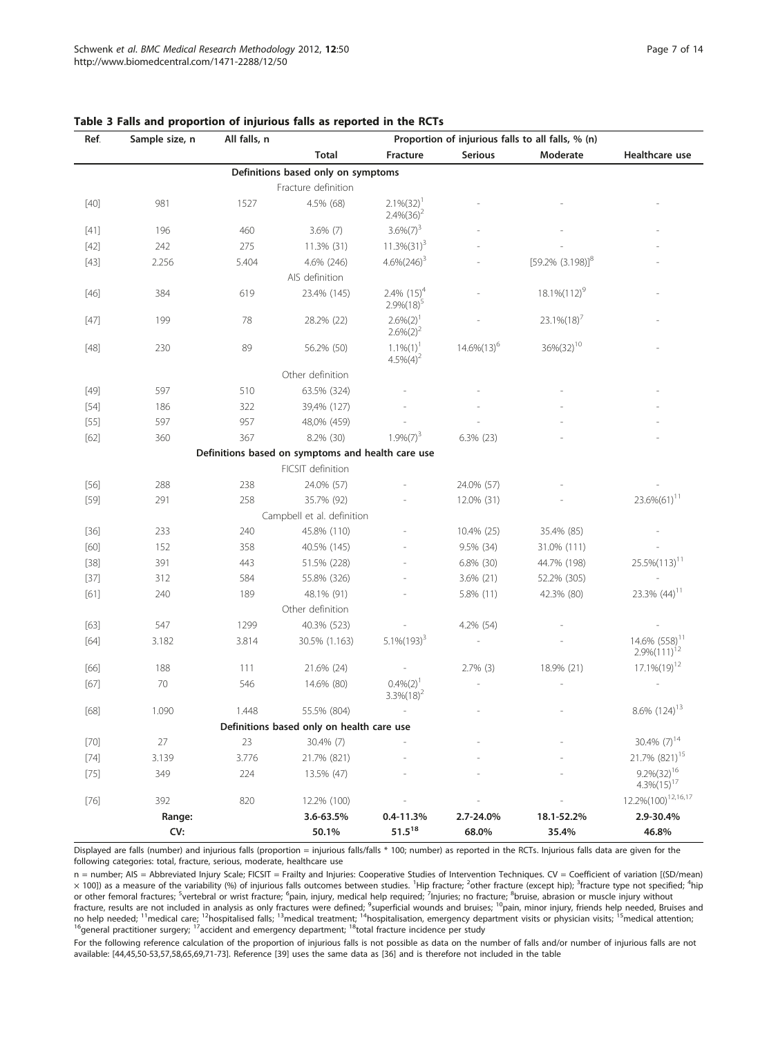**Table 3 Falls and proportion of injurious falls as reported in the RCTs**

| Ref. | Sample size, n | All falls, n | Proportion of injurious falls to all falls, % (n) | | | | |
|---|---|---|---|---|---|---|---|
| | | | Total | Fracture | Serious | Moderate | Healthcare use |
| | | | **Definitions based only on symptoms** | | | | |
| | | | Fracture definition | | | | |
| [40] | 981 | 1527 | 4.5% (68) | 2.1%(32)[1] 2.4%(36)[2] | - | - | - |
| [41] | 196 | 460 | 3.6% (7) | 3.6%(7)[3] | - | - | - |
| [42] | 242 | 275 | 11.3% (31) | 11.3%(31)[3] | - | - | - |
| [43] | 2.256 | 5.404 | 4.6% (246) | 4.6%(246)[3] | - | [59.2% (3.198)][8] | - |
| | | | AIS definition | | | | |
| [46] | 384 | 619 | 23.4% (145) | 2.4% (15)[4] 2.9%(18)[5] | - | 18.1%(112)[9] | - |
| [47] | 199 | 78 | 28.2% (22) | 2.6%(2)[1] 2.6%(2)[2] | - | 23.1%(18)[7] | - |
| [48] | 230 | 89 | 56.2% (50) | 1.1%(1)[1] 4.5%(4)[2] | 14.6%(13)[6] | 36%(32)[10] | - |
| | | | Other definition | | | | |
| [49] | 597 | 510 | 63.5% (324) | - | - | - | - |
| [54] | 186 | 322 | 39,4% (127) | - | - | - | - |
| [55] | 597 | 957 | 48,0% (459) | - | - | - | - |
| [62] | 360 | 367 | 8.2% (30) | 1.9%(7)[3] | 6.3% (23) | - | - |
| | | | **Definitions based on symptoms and health care use** | | | | |
| | | | FICSIT definition | | | | |
| [56] | 288 | 238 | 24.0% (57) | - | 24.0% (57) | - | - |
| [59] | 291 | 258 | 35.7% (92) | - | 12.0% (31) | - | 23.6%(61)[11] |
| | | | Campbell et al. definition | | | | |
| [36] | 233 | 240 | 45.8% (110) | - | 10.4% (25) | 35.4% (85) | - |
| [60] | 152 | 358 | 40.5% (145) | - | 9.5% (34) | 31.0% (111) | - |
| [38] | 391 | 443 | 51.5% (228) | - | 6.8% (30) | 44.7% (198) | 25.5%(113)[11] |
| [37] | 312 | 584 | 55.8% (326) | - | 3.6% (21) | 52.2% (305) | - |
| [61] | 240 | 189 | 48.1% (91) | - | 5.8% (11) | 42.3% (80) | 23.3% (44)[11] |
| | | | Other definition | | | | |
| [63] | 547 | 1299 | 40.3% (523) | - | 4.2% (54) | - | - |
| [64] | 3.182 | 3.814 | 30.5% (1.163) | 5.1%(193)[3] | - | - | 14.6% (558)[11] 2.9%(111)[12] |
| [66] | 188 | 111 | 21.6% (24) | - | 2.7% (3) | 18.9% (21) | 17.1%(19)[12] |
| [67] | 70 | 546 | 14.6% (80) | 0.4%(2)[1] 3.3%(18)[2] | - | - | - |
| [68] | 1.090 | 1.448 | 55.5% (804) | - | - | - | 8.6% (124)[13] |
| | | | **Definitions based only on health care use** | | | | |
| [70] | 27 | 23 | 30.4% (7) | - | - | - | 30.4% (7)[14] |
| [74] | 3.139 | 3.776 | 21.7% (821) | - | - | - | 21.7% (821)[15] |
| [75] | 349 | 224 | 13.5% (47) | - | - | - | 9.2%(32)[16] 4.3%(15)[17] |
| [76] | 392 | 820 | 12.2% (100) | - | - | - | 12.2%(100)[12,16,17] |
| | **Range:** | | **3.6-63.5%** | **0.4-11.3%** | **2.7-24.0%** | **18.1-52.2%** | **2.9-30.4%** |
| | **CV:** | | **50.1%** | **51.5[18]** | **68.0%** | **35.4%** | **46.8%** |

Displayed are falls (number) and injurious falls (proportion = injurious falls/falls * 100; number) as reported in the RCTs. Injurious falls data are given for the following categories: total, fracture, serious, moderate, healthcare use

n = number; AIS = Abbreviated Injury Scale; FICSIT = Frailty and Injuries: Cooperative Studies of Intervention Techniques. CV = Coefficient of variation [(SD/mean) × 100]) as a measure of the variability (%) of injurious falls outcomes between studies. [1]Hip fracture; [2]other fracture (except hip); [3]fracture type not specified; [4]hip or other femoral fractures; [5]vertebral or wrist fracture; [6]pain, injury, medical help required; [7]Injuries; no fracture; [8]bruise, abrasion or muscle injury without fracture, results are not included in analysis as only fractures were defined; [9]superficial wounds and bruises; [10]pain, minor injury, friends help needed, Bruises and no help needed; [11]medical care; [12]hospitalised falls; [13]medical treatment; [14]hospitalisation, emergency department visits or physician visits; [15]medical attention; [16]general practitioner surgery; [17]accident and emergency department; [18]total fracture incidence per study

For the following reference calculation of the proportion of injurious falls is not possible as data on the number of falls and/or number of injurious falls are not available: [44,45,50-53,57,58,65,69,71-73]. Reference [39] uses the same data as [36] and is therefore not included in the table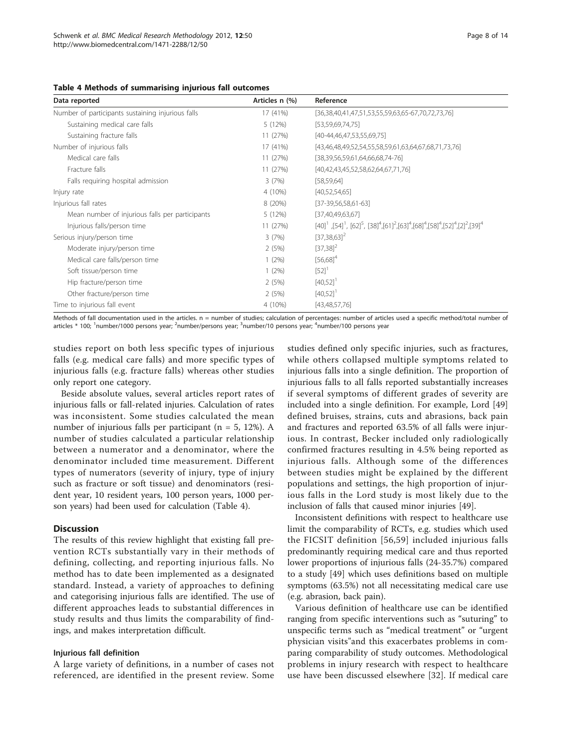**Table 4 Methods of summarising injurious fall outcomes**

| Data reported | Articles n (%) | Reference |
|---|---|---|
| Number of participants sustaining injurious falls | 17 (41%) | [36,38,40,41,47,51,53,55,59,63,65-67,70,72,73,76] |
| Sustaining medical care falls | 5 (12%) | [53,59,69,74,75] |
| Sustaining fracture falls | 11 (27%) | [40-44,46,47,53,55,69,75] |
| Number of injurious falls | 17 (41%) | [43,46,48,49,52,54,55,58,59,61,63,64,67,68,71,73,76] |
| Medical care falls | 11 (27%) | [38,39,56,59,61,64,66,68,74-76] |
| Fracture falls | 11 (27%) | [40,42,43,45,52,58,62,64,67,71,76] |
| Falls requiring hospital admission | 3 (7%) | [58,59,64] |
| Injury rate | 4 (10%) | [40,52,54,65] |
| Injurious fall rates | 8 (20%) | [37-39,56,58,61-63] |
| Mean number of injurious falls per participants | 5 (12%) | [37,40,49,63,67] |
| Injurious falls/person time | 11 (27%) | [40][1] ,[54][1], [62][5], [38][4],[61][2],[63][4],[68][4],[58][4],[52][4],[2][2],[39][4] |
| Serious injury/person time | 3 (7%) | [37,38,63][2] |
| Moderate injury/person time | 2 (5%) | [37,38][2] |
| Medical care falls/person time | 1 (2%) | [56,68][4] |
| Soft tissue/person time | 1 (2%) | [52][1] |
| Hip fracture/person time | 2 (5%) | [40,52][1] |
| Other fracture/person time | 2 (5%) | [40,52][1] |
| Time to injurious fall event | 4 (10%) | [43,48,57,76] |

Methods of fall documentation used in the articles. n = number of studies; calculation of percentages: number of articles used a specific method/total number of articles * 100; [1]number/1000 persons year; [2]number/persons year; [3]number/10 persons year; [4]number/100 persons year

studies report on both less specific types of injurious falls (e.g. medical care falls) and more specific types of injurious falls (e.g. fracture falls) whereas other studies only report one category.

Beside absolute values, several articles report rates of injurious falls or fall-related injuries. Calculation of rates was inconsistent. Some studies calculated the mean number of injurious falls per participant (n = 5, 12%). A number of studies calculated a particular relationship between a numerator and a denominator, where the denominator included time measurement. Different types of numerators (severity of injury, type of injury such as fracture or soft tissue) and denominators (resident year, 10 resident years, 100 person years, 1000 person years) had been used for calculation (Table 4).

## Discussion

The results of this review highlight that existing fall prevention RCTs substantially vary in their methods of defining, collecting, and reporting injurious falls. No method has to date been implemented as a designated standard. Instead, a variety of approaches to defining and categorising injurious falls are identified. The use of different approaches leads to substantial differences in study results and thus limits the comparability of findings, and makes interpretation difficult.

### Injurious fall definition

A large variety of definitions, in a number of cases not referenced, are identified in the present review. Some studies defined only specific injuries, such as fractures, while others collapsed multiple symptoms related to injurious falls into a single definition. The proportion of injurious falls to all falls reported substantially increases if several symptoms of different grades of severity are included into a single definition. For example, Lord [49] defined bruises, strains, cuts and abrasions, back pain and fractures and reported 63.5% of all falls were injurious. In contrast, Becker included only radiologically confirmed fractures resulting in 4.5% being reported as injurious falls. Although some of the differences between studies might be explained by the different populations and settings, the high proportion of injurious falls in the Lord study is most likely due to the inclusion of falls that caused minor injuries [49].

Inconsistent definitions with respect to healthcare use limit the comparability of RCTs, e.g. studies which used the FICSIT definition [56,59] included injurious falls predominantly requiring medical care and thus reported lower proportions of injurious falls (24-35.7%) compared to a study [49] which uses definitions based on multiple symptoms (63.5%) not all necessitating medical care use (e.g. abrasion, back pain).

Various definition of healthcare use can be identified ranging from specific interventions such as "suturing" to unspecific terms such as "medical treatment" or "urgent physician visits"and this exacerbates problems in comparing comparability of study outcomes. Methodological problems in injury research with respect to healthcare use have been discussed elsewhere [32]. If medical care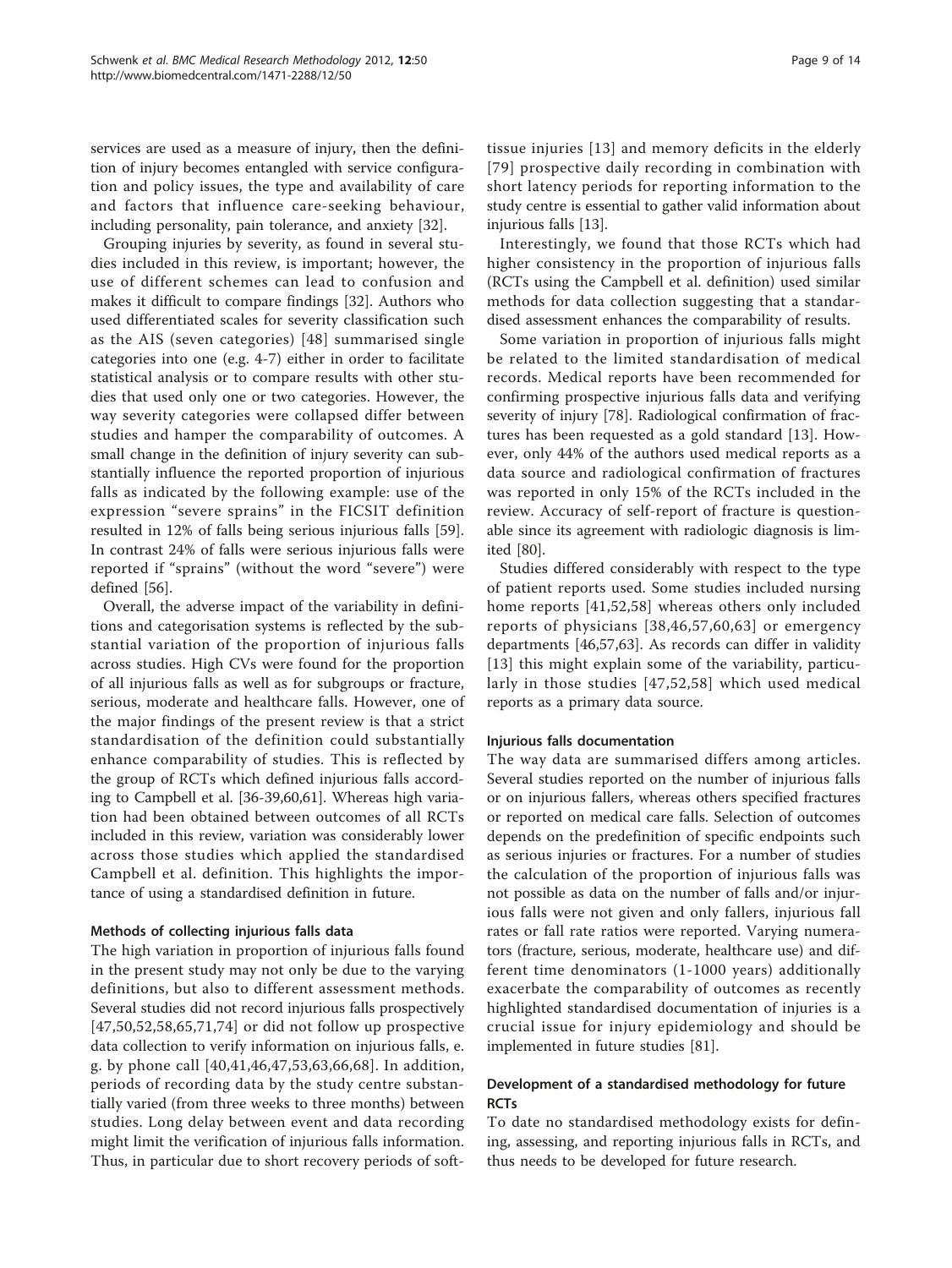services are used as a measure of injury, then the definition of injury becomes entangled with service configuration and policy issues, the type and availability of care and factors that influence care-seeking behaviour, including personality, pain tolerance, and anxiety [32].

Grouping injuries by severity, as found in several studies included in this review, is important; however, the use of different schemes can lead to confusion and makes it difficult to compare findings [32]. Authors who used differentiated scales for severity classification such as the AIS (seven categories) [48] summarised single categories into one (e.g. 4-7) either in order to facilitate statistical analysis or to compare results with other studies that used only one or two categories. However, the way severity categories were collapsed differ between studies and hamper the comparability of outcomes. A small change in the definition of injury severity can substantially influence the reported proportion of injurious falls as indicated by the following example: use of the expression "severe sprains" in the FICSIT definition resulted in 12% of falls being serious injurious falls [59]. In contrast 24% of falls were serious injurious falls were reported if "sprains" (without the word "severe") were defined [56].

Overall, the adverse impact of the variability in definitions and categorisation systems is reflected by the substantial variation of the proportion of injurious falls across studies. High CVs were found for the proportion of all injurious falls as well as for subgroups or fracture, serious, moderate and healthcare falls. However, one of the major findings of the present review is that a strict standardisation of the definition could substantially enhance comparability of studies. This is reflected by the group of RCTs which defined injurious falls according to Campbell et al. [36-39,60,61]. Whereas high variation had been obtained between outcomes of all RCTs included in this review, variation was considerably lower across those studies which applied the standardised Campbell et al. definition. This highlights the importance of using a standardised definition in future.

#### Methods of collecting injurious falls data

The high variation in proportion of injurious falls found in the present study may not only be due to the varying definitions, but also to different assessment methods. Several studies did not record injurious falls prospectively [47,50,52,58,65,71,74] or did not follow up prospective data collection to verify information on injurious falls, e.g. by phone call [40,41,46,47,53,63,66,68]. In addition, periods of recording data by the study centre substantially varied (from three weeks to three months) between studies. Long delay between event and data recording might limit the verification of injurious falls information. Thus, in particular due to short recovery periods of soft-tissue injuries [13] and memory deficits in the elderly [79] prospective daily recording in combination with short latency periods for reporting information to the study centre is essential to gather valid information about injurious falls [13].

Interestingly, we found that those RCTs which had higher consistency in the proportion of injurious falls (RCTs using the Campbell et al. definition) used similar methods for data collection suggesting that a standardised assessment enhances the comparability of results.

Some variation in proportion of injurious falls might be related to the limited standardisation of medical records. Medical reports have been recommended for confirming prospective injurious falls data and verifying severity of injury [78]. Radiological confirmation of fractures has been requested as a gold standard [13]. However, only 44% of the authors used medical reports as a data source and radiological confirmation of fractures was reported in only 15% of the RCTs included in the review. Accuracy of self-report of fracture is questionable since its agreement with radiologic diagnosis is limited [80].

Studies differed considerably with respect to the type of patient reports used. Some studies included nursing home reports [41,52,58] whereas others only included reports of physicians [38,46,57,60,63] or emergency departments [46,57,63]. As records can differ in validity [13] this might explain some of the variability, particularly in those studies [47,52,58] which used medical reports as a primary data source.

#### Injurious falls documentation

The way data are summarised differs among articles. Several studies reported on the number of injurious falls or on injurious fallers, whereas others specified fractures or reported on medical care falls. Selection of outcomes depends on the predefinition of specific endpoints such as serious injuries or fractures. For a number of studies the calculation of the proportion of injurious falls was not possible as data on the number of falls and/or injurious falls were not given and only fallers, injurious fall rates or fall rate ratios were reported. Varying numerators (fracture, serious, moderate, healthcare use) and different time denominators (1-1000 years) additionally exacerbate the comparability of outcomes as recently highlighted standardised documentation of injuries is a crucial issue for injury epidemiology and should be implemented in future studies [81].

### Development of a standardised methodology for future RCTs

To date no standardised methodology exists for defining, assessing, and reporting injurious falls in RCTs, and thus needs to be developed for future research.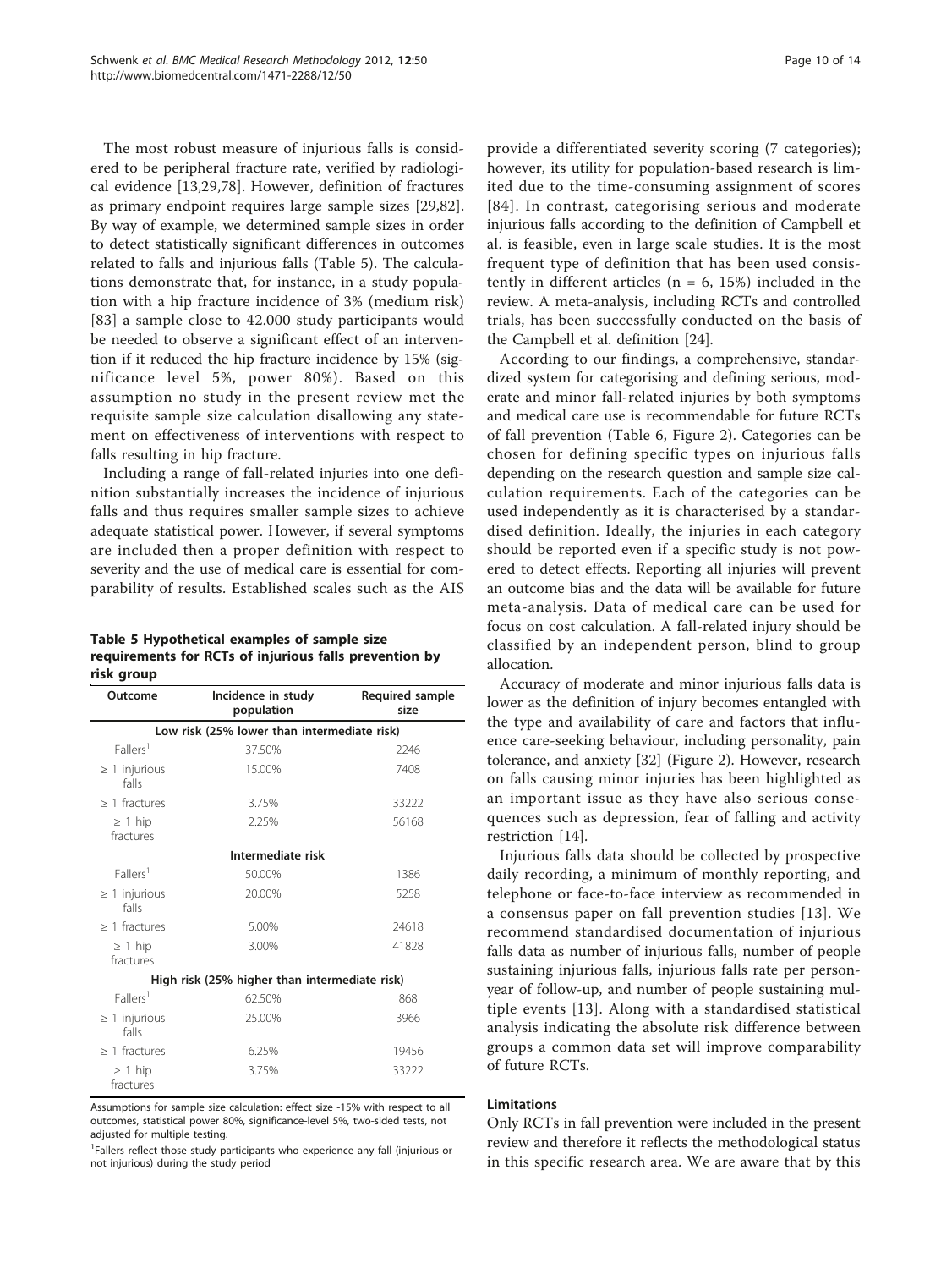The most robust measure of injurious falls is considered to be peripheral fracture rate, verified by radiological evidence [13,29,78]. However, definition of fractures as primary endpoint requires large sample sizes [29,82]. By way of example, we determined sample sizes in order to detect statistically significant differences in outcomes related to falls and injurious falls (Table 5). The calculations demonstrate that, for instance, in a study population with a hip fracture incidence of 3% (medium risk) [83] a sample close to 42.000 study participants would be needed to observe a significant effect of an intervention if it reduced the hip fracture incidence by 15% (significance level 5%, power 80%). Based on this assumption no study in the present review met the requisite sample size calculation disallowing any statement on effectiveness of interventions with respect to falls resulting in hip fracture.

Including a range of fall-related injuries into one definition substantially increases the incidence of injurious falls and thus requires smaller sample sizes to achieve adequate statistical power. However, if several symptoms are included then a proper definition with respect to severity and the use of medical care is essential for comparability of results. Established scales such as the AIS provide a differentiated severity scoring (7 categories); however, its utility for population-based research is limited due to the time-consuming assignment of scores [84]. In contrast, categorising serious and moderate injurious falls according to the definition of Campbell et al. is feasible, even in large scale studies. It is the most frequent type of definition that has been used consistently in different articles (n = 6, 15%) included in the review. A meta-analysis, including RCTs and controlled trials, has been successfully conducted on the basis of the Campbell et al. definition [24].

**Table 5 Hypothetical examples of sample size requirements for RCTs of injurious falls prevention by risk group**

| Outcome | Incidence in study population | Required sample size |
|---|---|---|
| **Low risk (25% lower than intermediate risk)** | | |
| Fallers[1] | 37.50% | 2246 |
| ≥ 1 injurious falls | 15.00% | 7408 |
| ≥ 1 fractures | 3.75% | 33222 |
| ≥ 1 hip fractures | 2.25% | 56168 |
| **Intermediate risk** | | |
| Fallers[1] | 50.00% | 1386 |
| ≥ 1 injurious falls | 20.00% | 5258 |
| ≥ 1 fractures | 5.00% | 24618 |
| ≥ 1 hip fractures | 3.00% | 41828 |
| **High risk (25% higher than intermediate risk)** | | |
| Fallers[1] | 62.50% | 868 |
| ≥ 1 injurious falls | 25.00% | 3966 |
| ≥ 1 fractures | 6.25% | 19456 |
| ≥ 1 hip fractures | 3.75% | 33222 |

Assumptions for sample size calculation: effect size -15% with respect to all outcomes, statistical power 80%, significance-level 5%, two-sided tests, not adjusted for multiple testing.

[1]Fallers reflect those study participants who experience any fall (injurious or not injurious) during the study period

According to our findings, a comprehensive, standardized system for categorising and defining serious, moderate and minor fall-related injuries by both symptoms and medical care use is recommendable for future RCTs of fall prevention (Table 6, Figure 2). Categories can be chosen for defining specific types on injurious falls depending on the research question and sample size calculation requirements. Each of the categories can be used independently as it is characterised by a standardised definition. Ideally, the injuries in each category should be reported even if a specific study is not powered to detect effects. Reporting all injuries will prevent an outcome bias and the data will be available for future meta-analysis. Data of medical care can be used for focus on cost calculation. A fall-related injury should be classified by an independent person, blind to group allocation.

Accuracy of moderate and minor injurious falls data is lower as the definition of injury becomes entangled with the type and availability of care and factors that influence care-seeking behaviour, including personality, pain tolerance, and anxiety [32] (Figure 2). However, research on falls causing minor injuries has been highlighted as an important issue as they have also serious consequences such as depression, fear of falling and activity restriction [14].

Injurious falls data should be collected by prospective daily recording, a minimum of monthly reporting, and telephone or face-to-face interview as recommended in a consensus paper on fall prevention studies [13]. We recommend standardised documentation of injurious falls data as number of injurious falls, number of people sustaining injurious falls, injurious falls rate per person-year of follow-up, and number of people sustaining multiple events [13]. Along with a standardised statistical analysis indicating the absolute risk difference between groups a common data set will improve comparability of future RCTs.

## Limitations

Only RCTs in fall prevention were included in the present review and therefore it reflects the methodological status in this specific research area. We are aware that by this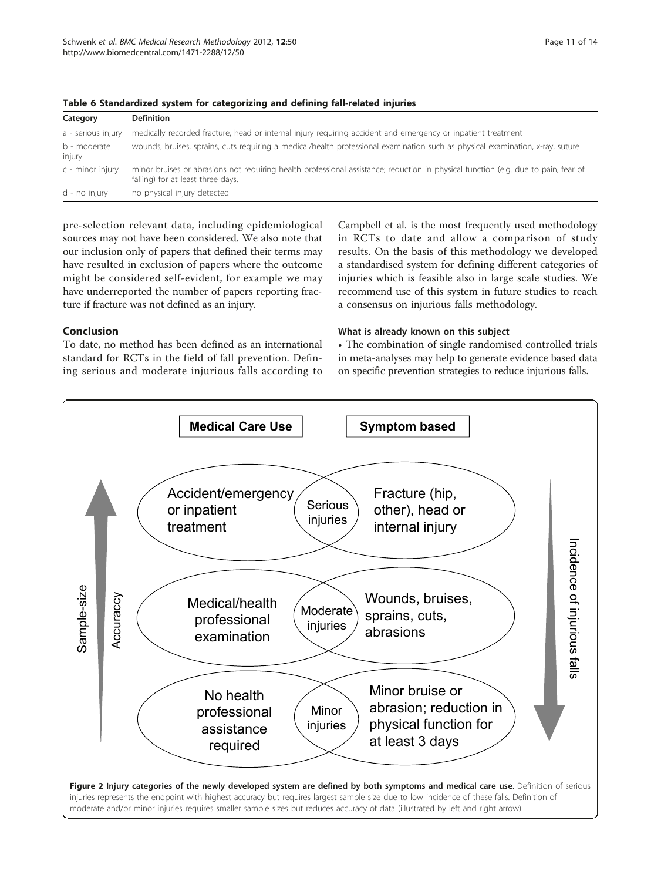**Table 6 Standardized system for categorizing and defining fall-related injuries**

| Category | Definition |
| --- | --- |
| a - serious injury | medically recorded fracture, head or internal injury requiring accident and emergency or inpatient treatment |
| b - moderate injury | wounds, bruises, sprains, cuts requiring a medical/health professional examination such as physical examination, x-ray, suture |
| c - minor injury | minor bruises or abrasions not requiring health professional assistance; reduction in physical function (e.g. due to pain, fear of falling) for at least three days. |
| d - no injury | no physical injury detected |

pre-selection relevant data, including epidemiological sources may not have been considered. We also note that our inclusion only of papers that defined their terms may have resulted in exclusion of papers where the outcome might be considered self-evident, for example we may have underreported the number of papers reporting fracture if fracture was not defined as an injury.

## Conclusion

To date, no method has been defined as an international standard for RCTs in the field of fall prevention. Defining serious and moderate injurious falls according to Campbell et al. is the most frequently used methodology in RCTs to date and allow a comparison of study results. On the basis of this methodology we developed a standardised system for defining different categories of injuries which is feasible also in large scale studies. We recommend use of this system in future studies to reach a consensus on injurious falls methodology.

### What is already known on this subject

- The combination of single randomised controlled trials in meta-analyses may help to generate evidence based data on specific prevention strategies to reduce injurious falls.

**Figure 2 Injury categories of the newly developed system are defined by both symptoms and medical care use**. Definition of serious injuries represents the endpoint with highest accuracy but requires largest sample size due to low incidence of these falls. Definition of moderate and/or minor injuries requires smaller sample sizes but reduces accuracy of data (illustrated by left and right arrow).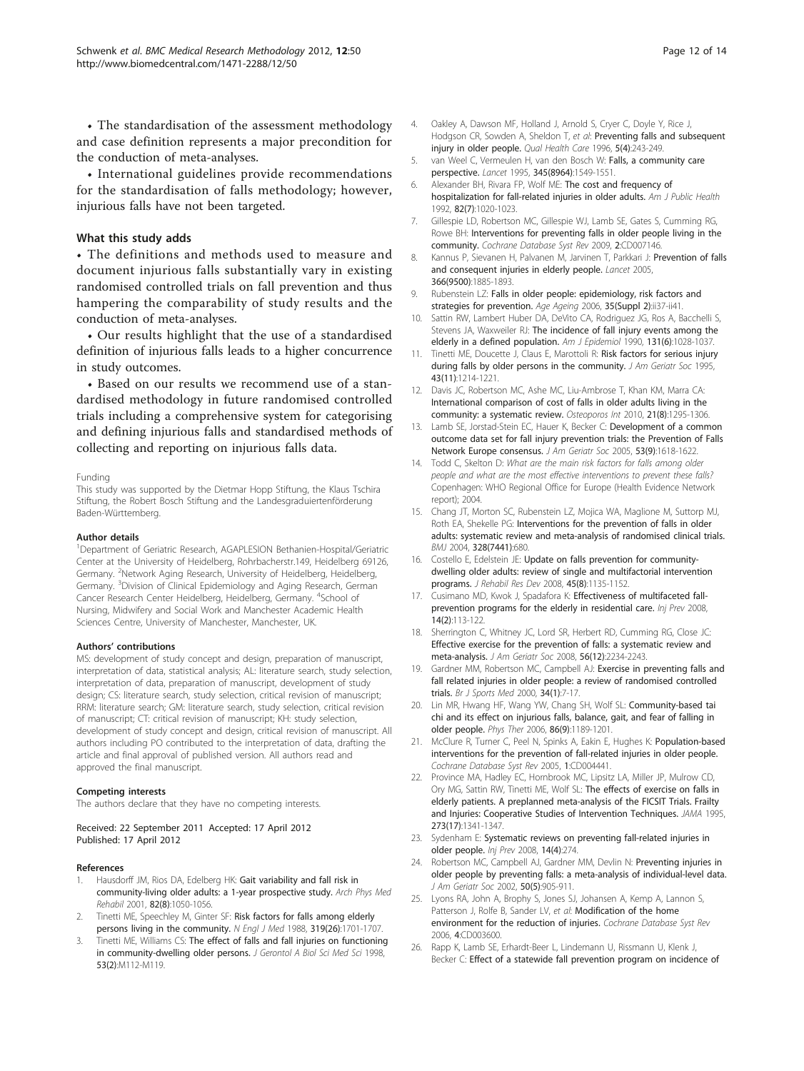• The standardisation of the assessment methodology and case definition represents a major precondition for the conduction of meta-analyses.

• International guidelines provide recommendations for the standardisation of falls methodology; however, injurious falls have not been targeted.

### What this study adds

• The definitions and methods used to measure and document injurious falls substantially vary in existing randomised controlled trials on fall prevention and thus hampering the comparability of study results and the conduction of meta-analyses.

• Our results highlight that the use of a standardised definition of injurious falls leads to a higher concurrence in study outcomes.

• Based on our results we recommend use of a standardised methodology in future randomised controlled trials including a comprehensive system for categorising and defining injurious falls and standardised methods of collecting and reporting on injurious falls data.

Funding

This study was supported by the Dietmar Hopp Stiftung, the Klaus Tschira Stiftung, the Robert Bosch Stiftung and the Landesgraduiertenförderung Baden-Württemberg.

#### Author details

[1]Department of Geriatric Research, AGAPLESION Bethanien-Hospital/Geriatric Center at the University of Heidelberg, Rohrbacherstr.149, Heidelberg 69126, Germany. [2]Network Aging Research, University of Heidelberg, Heidelberg, Germany. [3]Division of Clinical Epidemiology and Aging Research, German Cancer Research Center Heidelberg, Heidelberg, Germany. [4]School of Nursing, Midwifery and Social Work and Manchester Academic Health Sciences Centre, University of Manchester, Manchester, UK.

#### Authors' contributions

MS: development of study concept and design, preparation of manuscript, interpretation of data, statistical analysis; AL: literature search, study selection, interpretation of data, preparation of manuscript, development of study design; CS: literature search, study selection, critical revision of manuscript; RRM: literature search; GM: literature search, study selection, critical revision of manuscript; CT: critical revision of manuscript; KH: study selection, development of study concept and design, critical revision of manuscript. All authors including PO contributed to the interpretation of data, drafting the article and final approval of published version. All authors read and approved the final manuscript.

#### Competing interests

The authors declare that they have no competing interests.

Received: 22 September 2011 Accepted: 17 April 2012
Published: 17 April 2012

#### References

1. Hausdorff JM, Rios DA, Edelberg HK: Gait variability and fall risk in community-living older adults: a 1-year prospective study. *Arch Phys Med Rehabil* 2001, 82(8):1050-1056.
2. Tinetti ME, Speechley M, Ginter SF: Risk factors for falls among elderly persons living in the community. *N Engl J Med* 1988, 319(26):1701-1707.
3. Tinetti ME, Williams CS: The effect of falls and fall injuries on functioning in community-dwelling older persons. *J Gerontol A Biol Sci Med Sci* 1998, 53(2):M112-M119.
4. Oakley A, Dawson MF, Holland J, Arnold S, Cryer C, Doyle Y, Rice J, Hodgson CR, Sowden A, Sheldon T, *et al*: Preventing falls and subsequent injury in older people. *Qual Health Care* 1996, 5(4):243-249.
5. van Weel C, Vermeulen H, van den Bosch W: Falls, a community care perspective. *Lancet* 1995, 345(8964):1549-1551.
6. Alexander BH, Rivara FP, Wolf ME: The cost and frequency of hospitalization for fall-related injuries in older adults. *Am J Public Health* 1992, 82(7):1020-1023.
7. Gillespie LD, Robertson MC, Gillespie WJ, Lamb SE, Gates S, Cumming RG, Rowe BH: Interventions for preventing falls in older people living in the community. *Cochrane Database Syst Rev* 2009, 2:CD007146.
8. Kannus P, Sievanen H, Palvanen M, Jarvinen T, Parkkari J: Prevention of falls and consequent injuries in elderly people. *Lancet* 2005, 366(9500):1885-1893.
9. Rubenstein LZ: Falls in older people: epidemiology, risk factors and strategies for prevention. *Age Ageing* 2006, 35(Suppl 2):ii37-ii41.
10. Sattin RW, Lambert Huber DA, DeVito CA, Rodriguez JG, Ros A, Bacchelli S, Stevens JA, Waxweiler RJ: The incidence of fall injury events among the elderly in a defined population. *Am J Epidemiol* 1990, 131(6):1028-1037.
11. Tinetti ME, Doucette J, Claus E, Marottoli R: Risk factors for serious injury during falls by older persons in the community. *J Am Geriatr Soc* 1995, 43(11):1214-1221.
12. Davis JC, Robertson MC, Ashe MC, Liu-Ambrose T, Khan KM, Marra CA: International comparison of cost of falls in older adults living in the community: a systematic review. *Osteoporos Int* 2010, 21(8):1295-1306.
13. Lamb SE, Jorstad-Stein EC, Hauer K, Becker C: Development of a common outcome data set for fall injury prevention trials: the Prevention of Falls Network Europe consensus. *J Am Geriatr Soc* 2005, 53(9):1618-1622.
14. Todd C, Skelton D: *What are the main risk factors for falls among older people and what are the most effective interventions to prevent these falls?* Copenhagen: WHO Regional Office for Europe (Health Evidence Network report); 2004.
15. Chang JT, Morton SC, Rubenstein LZ, Mojica WA, Maglione M, Suttorp MJ, Roth EA, Shekelle PG: Interventions for the prevention of falls in older adults: systematic review and meta-analysis of randomised clinical trials. *BMJ* 2004, 328(7441):680.
16. Costello E, Edelstein JE: Update on falls prevention for community-dwelling older adults: review of single and multifactorial intervention programs. *J Rehabil Res Dev* 2008, 45(8):1135-1152.
17. Cusimano MD, Kwok J, Spadafora K: Effectiveness of multifaceted fall-prevention programs for the elderly in residential care. *Inj Prev* 2008, 14(2):113-122.
18. Sherrington C, Whitney JC, Lord SR, Herbert RD, Cumming RG, Close JC: Effective exercise for the prevention of falls: a systematic review and meta-analysis. *J Am Geriatr Soc* 2008, 56(12):2234-2243.
19. Gardner MM, Robertson MC, Campbell AJ: Exercise in preventing falls and fall related injuries in older people: a review of randomised controlled trials. *Br J Sports Med* 2000, 34(1):7-17.
20. Lin MR, Hwang HF, Wang YW, Chang SH, Wolf SL: Community-based tai chi and its effect on injurious falls, balance, gait, and fear of falling in older people. *Phys Ther* 2006, 86(9):1189-1201.
21. McClure R, Turner C, Peel N, Spinks A, Eakin E, Hughes K: Population-based interventions for the prevention of fall-related injuries in older people. *Cochrane Database Syst Rev* 2005, 1:CD004441.
22. Province MA, Hadley EC, Hornbrook MC, Lipsitz LA, Miller JP, Mulrow CD, Ory MG, Sattin RW, Tinetti ME, Wolf SL: The effects of exercise on falls in elderly patients. A preplanned meta-analysis of the FICSIT Trials. Frailty and Injuries: Cooperative Studies of Intervention Techniques. *JAMA* 1995, 273(17):1341-1347.
23. Sydenham E: Systematic reviews on preventing fall-related injuries in older people. *Inj Prev* 2008, 14(4):274.
24. Robertson MC, Campbell AJ, Gardner MM, Devlin N: Preventing injuries in older people by preventing falls: a meta-analysis of individual-level data. *J Am Geriatr Soc* 2002, 50(5):905-911.
25. Lyons RA, John A, Brophy S, Jones SJ, Johansen A, Kemp A, Lannon S, Patterson J, Rolfe B, Sander LV, *et al*: Modification of the home environment for the reduction of injuries. *Cochrane Database Syst Rev* 2006, 4:CD003600.
26. Rapp K, Lamb SE, Erhardt-Beer L, Lindemann U, Rissmann U, Klenk J, Becker C: Effect of a statewide fall prevention program on incidence of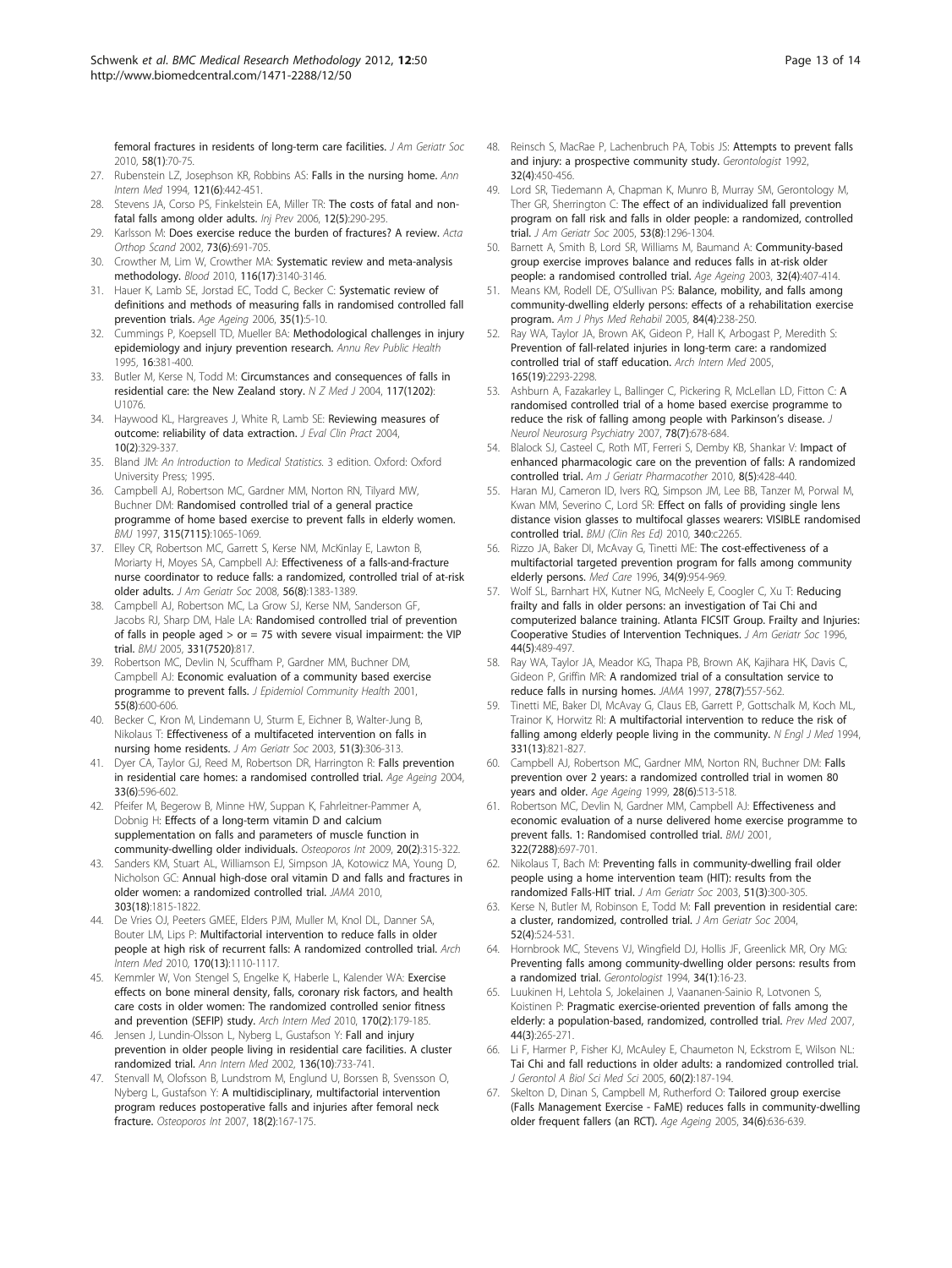femoral fractures in residents of long-term care facilities. *J Am Geriatr Soc* 2010, 58(1):70-75.

27. Rubenstein LZ, Josephson KR, Robbins AS: Falls in the nursing home. *Ann Intern Med* 1994, 121(6):442-451.
28. Stevens JA, Corso PS, Finkelstein EA, Miller TR: The costs of fatal and non-fatal falls among older adults. *Inj Prev* 2006, 12(5):290-295.
29. Karlsson M: Does exercise reduce the burden of fractures? A review. *Acta Orthop Scand* 2002, 73(6):691-705.
30. Crowther M, Lim W, Crowther MA: Systematic review and meta-analysis methodology. *Blood* 2010, 116(17):3140-3146.
31. Hauer K, Lamb SE, Jorstad EC, Todd C, Becker C: Systematic review of definitions and methods of measuring falls in randomised controlled fall prevention trials. *Age Ageing* 2006, 35(1):5-10.
32. Cummings P, Koepsell TD, Mueller BA: Methodological challenges in injury epidemiology and injury prevention research. *Annu Rev Public Health* 1995, 16:381-400.
33. Butler M, Kerse N, Todd M: Circumstances and consequences of falls in residential care: the New Zealand story. *N Z Med J* 2004, 117(1202): U1076.
34. Haywood KL, Hargreaves J, White R, Lamb SE: Reviewing measures of outcome: reliability of data extraction. *J Eval Clin Pract* 2004, 10(2):329-337.
35. Bland JM: *An Introduction to Medical Statistics.* 3 edition. Oxford: Oxford University Press; 1995.
36. Campbell AJ, Robertson MC, Gardner MM, Norton RN, Tilyard MW, Buchner DM: Randomised controlled trial of a general practice programme of home based exercise to prevent falls in elderly women. *BMJ* 1997, 315(7115):1065-1069.
37. Elley CR, Robertson MC, Garrett S, Kerse NM, McKinlay E, Lawton B, Moriarty H, Moyes SA, Campbell AJ: Effectiveness of a falls-and-fracture nurse coordinator to reduce falls: a randomized, controlled trial of at-risk older adults. *J Am Geriatr Soc* 2008, 56(8):1383-1389.
38. Campbell AJ, Robertson MC, La Grow SJ, Kerse NM, Sanderson GF, Jacobs RJ, Sharp DM, Hale LA: Randomised controlled trial of prevention of falls in people aged > or = 75 with severe visual impairment: the VIP trial. *BMJ* 2005, 331(7520):817.
39. Robertson MC, Devlin N, Scuffham P, Gardner MM, Buchner DM, Campbell AJ: Economic evaluation of a community based exercise programme to prevent falls. *J Epidemiol Community Health* 2001, 55(8):600-606.
40. Becker C, Kron M, Lindemann U, Sturm E, Eichner B, Walter-Jung B, Nikolaus T: Effectiveness of a multifaceted intervention on falls in nursing home residents. *J Am Geriatr Soc* 2003, 51(3):306-313.
41. Dyer CA, Taylor GJ, Reed M, Robertson DR, Harrington R: Falls prevention in residential care homes: a randomised controlled trial. *Age Ageing* 2004, 33(6):596-602.
42. Pfeifer M, Begerow B, Minne HW, Suppan K, Fahrleitner-Pammer A, Dobnig H: Effects of a long-term vitamin D and calcium supplementation on falls and parameters of muscle function in community-dwelling older individuals. *Osteoporos Int* 2009, 20(2):315-322.
43. Sanders KM, Stuart AL, Williamson EJ, Simpson JA, Kotowicz MA, Young D, Nicholson GC: Annual high-dose oral vitamin D and falls and fractures in older women: a randomized controlled trial. *JAMA* 2010, 303(18):1815-1822.
44. De Vries OJ, Peeters GMEE, Elders PJM, Muller M, Knol DL, Danner SA, Bouter LM, Lips P: Multifactorial intervention to reduce falls in older people at high risk of recurrent falls: A randomized controlled trial. *Arch Intern Med* 2010, 170(13):1110-1117.
45. Kemmler W, Von Stengel S, Engelke K, Haberle L, Kalender WA: Exercise effects on bone mineral density, falls, coronary risk factors, and health care costs in older women: The randomized controlled senior fitness and prevention (SEFIP) study. *Arch Intern Med* 2010, 170(2):179-185.
46. Jensen J, Lundin-Olsson L, Nyberg L, Gustafson Y: Fall and injury prevention in older people living in residential care facilities. A cluster randomized trial. *Ann Intern Med* 2002, 136(10):733-741.
47. Stenvall M, Olofsson B, Lundstrom M, Englund U, Borssen B, Svensson O, Nyberg L, Gustafson Y: A multidisciplinary, multifactorial intervention program reduces postoperative falls and injuries after femoral neck fracture. *Osteoporos Int* 2007, 18(2):167-175.
48. Reinsch S, MacRae P, Lachenbruch PA, Tobis JS: Attempts to prevent falls and injury: a prospective community study. *Gerontologist* 1992, 32(4):450-456.
49. Lord SR, Tiedemann A, Chapman K, Munro B, Murray SM, Gerontology M, Ther GR, Sherrington C: The effect of an individualized fall prevention program on fall risk and falls in older people: a randomized, controlled trial. *J Am Geriatr Soc* 2005, 53(8):1296-1304.
50. Barnett A, Smith B, Lord SR, Williams M, Baumand A: Community-based group exercise improves balance and reduces falls in at-risk older people: a randomised controlled trial. *Age Ageing* 2003, 32(4):407-414.
51. Means KM, Rodell DE, O'Sullivan PS: Balance, mobility, and falls among community-dwelling elderly persons: effects of a rehabilitation exercise program. *Am J Phys Med Rehabil* 2005, 84(4):238-250.
52. Ray WA, Taylor JA, Brown AK, Gideon P, Hall K, Arbogast P, Meredith S: Prevention of fall-related injuries in long-term care: a randomized controlled trial of staff education. *Arch Intern Med* 2005, 165(19):2293-2298.
53. Ashburn A, Fazakarley L, Ballinger C, Pickering R, McLellan LD, Fitton C: A randomised controlled trial of a home based exercise programme to reduce the risk of falling among people with Parkinson's disease. *J Neurol Neurosurg Psychiatry* 2007, 78(7):678-684.
54. Blalock SJ, Casteel C, Roth MT, Ferreri S, Demby KB, Shankar V: Impact of enhanced pharmacologic care on the prevention of falls: A randomized controlled trial. *Am J Geriatr Pharmacother* 2010, 8(5):428-440.
55. Haran MJ, Cameron ID, Ivers RQ, Simpson JM, Lee BB, Tanzer M, Porwal M, Kwan MM, Severino C, Lord SR: Effect on falls of providing single lens distance vision glasses to multifocal glasses wearers: VISIBLE randomised controlled trial. *BMJ (Clin Res Ed)* 2010, 340:c2265.
56. Rizzo JA, Baker DI, McAvay G, Tinetti ME: The cost-effectiveness of a multifactorial targeted prevention program for falls among community elderly persons. *Med Care* 1996, 34(9):954-969.
57. Wolf SL, Barnhart HX, Kutner NG, McNeely E, Coogler C, Xu T: Reducing frailty and falls in older persons: an investigation of Tai Chi and computerized balance training. Atlanta FICSIT Group. Frailty and Injuries: Cooperative Studies of Intervention Techniques. *J Am Geriatr Soc* 1996, 44(5):489-497.
58. Ray WA, Taylor JA, Meador KG, Thapa PB, Brown AK, Kajihara HK, Davis C, Gideon P, Griffin MR: A randomized trial of a consultation service to reduce falls in nursing homes. *JAMA* 1997, 278(7):557-562.
59. Tinetti ME, Baker DI, McAvay G, Claus EB, Garrett P, Gottschalk M, Koch ML, Trainor K, Horwitz RI: A multifactorial intervention to reduce the risk of falling among elderly people living in the community. *N Engl J Med* 1994, 331(13):821-827.
60. Campbell AJ, Robertson MC, Gardner MM, Norton RN, Buchner DM: Falls prevention over 2 years: a randomized controlled trial in women 80 years and older. *Age Ageing* 1999, 28(6):513-518.
61. Robertson MC, Devlin N, Gardner MM, Campbell AJ: Effectiveness and economic evaluation of a nurse delivered home exercise programme to prevent falls. 1: Randomised controlled trial. *BMJ* 2001, 322(7288):697-701.
62. Nikolaus T, Bach M: Preventing falls in community-dwelling frail older people using a home intervention team (HIT): results from the randomized Falls-HIT trial. *J Am Geriatr Soc* 2003, 51(3):300-305.
63. Kerse N, Butler M, Robinson E, Todd M: Fall prevention in residential care: a cluster, randomized, controlled trial. *J Am Geriatr Soc* 2004, 52(4):524-531.
64. Hornbrook MC, Stevens VJ, Wingfield DJ, Hollis JF, Greenlick MR, Ory MG: Preventing falls among community-dwelling older persons: results from a randomized trial. *Gerontologist* 1994, 34(1):16-23.
65. Luukinen H, Lehtola S, Jokelainen J, Vaananen-Sainio R, Lotvonen S, Koistinen P: Pragmatic exercise-oriented prevention of falls among the elderly: a population-based, randomized, controlled trial. *Prev Med* 2007, 44(3):265-271.
66. Li F, Harmer P, Fisher KJ, McAuley E, Chaumeton N, Eckstrom E, Wilson NL: Tai Chi and fall reductions in older adults: a randomized controlled trial. *J Gerontol A Biol Sci Med Sci* 2005, 60(2):187-194.
67. Skelton D, Dinan S, Campbell M, Rutherford O: Tailored group exercise (Falls Management Exercise - FaME) reduces falls in community-dwelling older frequent fallers (an RCT). *Age Ageing* 2005, 34(6):636-639.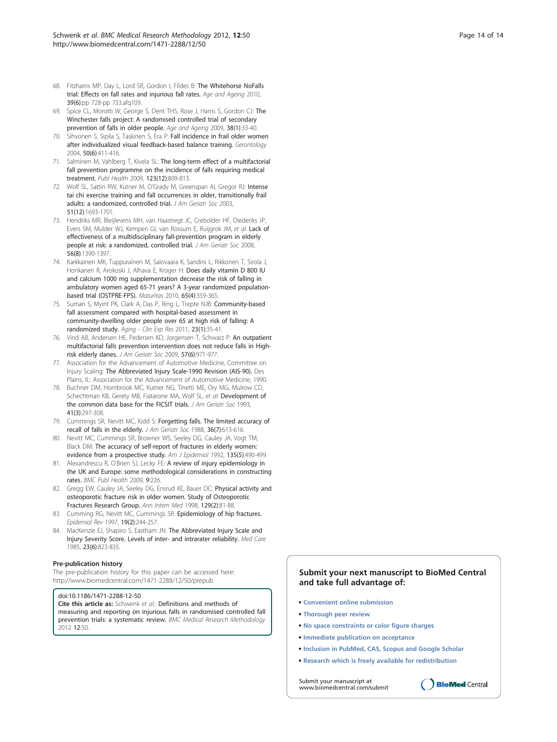68. Fitzharris MP, Day L, Lord SR, Gordon I, Fildes B: **The Whitehorse NoFalls trial: Effects on fall rates and injurious fall rates.** *Age and Ageing* 2010, **39(6)**:pp 728-pp 733.afq109.
69. Spice CL, Morotti W, George S, Dent THS, Rose J, Harris S, Gordon CJ: **The Winchester falls project: A randomised controlled trial of secondary prevention of falls in older people.** *Age and Ageing* 2009, **38(1)**:33-40.
70. Sihvonen S, Sipila S, Taskinen S, Era P: **Fall incidence in frail older women after individualized visual feedback-based balance training.** *Gerontology* 2004, **50(6)**:411-416.
71. Salminen M, Vahlberg T, Kivela SL: **The long-term effect of a multifactorial fall prevention programme on the incidence of falls requiring medical treatment.** *Publ Health* 2009, **123(12)**:809-813.
72. Wolf SL, Sattin RW, Kutner M, O'Grady M, Greenspan AI, Gregor RJ: **Intense tai chi exercise training and fall occurrences in older, transitionally frail adults: a randomized, controlled trial.** *J Am Geriatr Soc* 2003, **51(12)**:1693-1701.
73. Hendriks MR, Bleijlevens MH, van Haastregt JC, Crebolder HF, Diederiks JP, Evers SM, Mulder WJ, Kempen GI, van Rossum E, Ruijgrok JM, *et al*: **Lack of effectiveness of a multidisciplinary fall-prevention program in elderly people at risk: a randomized, controlled trial.** *J Am Geriatr Soc* 2008, **56(8)**:1390-1397.
74. Karkkainen MK, Tuppurainen M, Salovaara K, Sandini L, Rikkonen T, Sirola J, Honkanen R, Arokoski J, Alhava E, Kroger H: **Does daily vitamin D 800 IU and calcium 1000 mg supplementation decrease the risk of falling in ambulatory women aged 65-71 years? A 3-year randomized population-based trial (OSTPRE-FPS).** *Maturitas* 2010, **65(4)**:359-365.
75. Suman S, Myint PK, Clark A, Das P, Ring L, Trepte NJB: **Community-based fall assessment compared with hospital-based assessment in community-dwelling older people over 65 at high risk of falling: A randomized study.** *Aging - Clin Exp Res* 2011, **23(1)**:35-41.
76. Vind AB, Andersen HE, Pedersen KD, Jorgensen T, Schwarz P: **An outpatient multifactorial falls prevention intervention does not reduce falls in High-risk elderly danes.** *J Am Geriatr Soc* 2009, **57(6)**:971-977.
77. Association for the Advancement of Automotive Medicine, Committee on Injury Scaling: **The Abbreviated Injury Scale-1990 Revision (AIS-90).** Des Plains, IL: Association for the Advancement of Automotive Medicine; 1990.
78. Buchner DM, Hornbrook MC, Kutner NG, Tinetti ME, Ory MG, Mulrow CD, Schechtman KB, Gerety MB, Fiatarone MA, Wolf SL, *et al*: **Development of the common data base for the FICSIT trials.** *J Am Geriatr Soc* 1993, **41(3)**:297-308.
79. Cummings SR, Nevitt MC, Kidd S: **Forgetting falls. The limited accuracy of recall of falls in the elderly.** *J Am Geriatr Soc* 1988, **36(7)**:613-616.
80. Nevitt MC, Cummings SR, Browner WS, Seeley DG, Cauley JA, Vogt TM, Black DM: **The accuracy of self-report of fractures in elderly women: evidence from a prospective study.** *Am J Epidemiol* 1992, **135(5)**:490-499.
81. Alexandrescu R, O'Brien SJ, Lecky FE: **A review of injury epidemiology in the UK and Europe: some methodological considerations in constructing rates.** *BMC Publ Health* 2009, **9**:226.
82. Gregg EW, Cauley JA, Seeley DG, Ensrud KE, Bauer DC: **Physical activity and osteoporotic fracture risk in older women. Study of Osteoporotic Fractures Research Group.** *Ann Intern Med* 1998, **129(2)**:81-88.
83. Cumming RG, Nevitt MC, Cummings SR: **Epidemiology of hip fractures.** *Epidemiol Rev* 1997, **19(2)**:244-257.
84. MacKenzie EJ, Shapiro S, Eastham JN: **The Abbreviated Injury Scale and Injury Severity Score. Levels of inter- and intrarater reliability.** *Med Care* 1985, **23(6)**:823-835.

### Pre-publication history

The pre-publication history for this paper can be accessed here: http://www.biomedcentral.com/1471-2288/12/50/prepub

doi:10.1186/1471-2288-12-50

**Cite this article as:** Schwenk *et al.*: Definitions and methods of measuring and reporting on injurious falls in randomised controlled fall prevention trials: a systematic review. *BMC Medical Research Methodology* 2012 **12**:50.

**Submit your next manuscript to BioMed Central and take full advantage of:**

- **Convenient online submission**
- **Thorough peer review**
- **No space constraints or color figure charges**
- **Immediate publication on acceptance**
- **Inclusion in PubMed, CAS, Scopus and Google Scholar**
- **Research which is freely available for redistribution**

Submit your manuscript at
www.biomedcentral.com/submit

BioMed Central